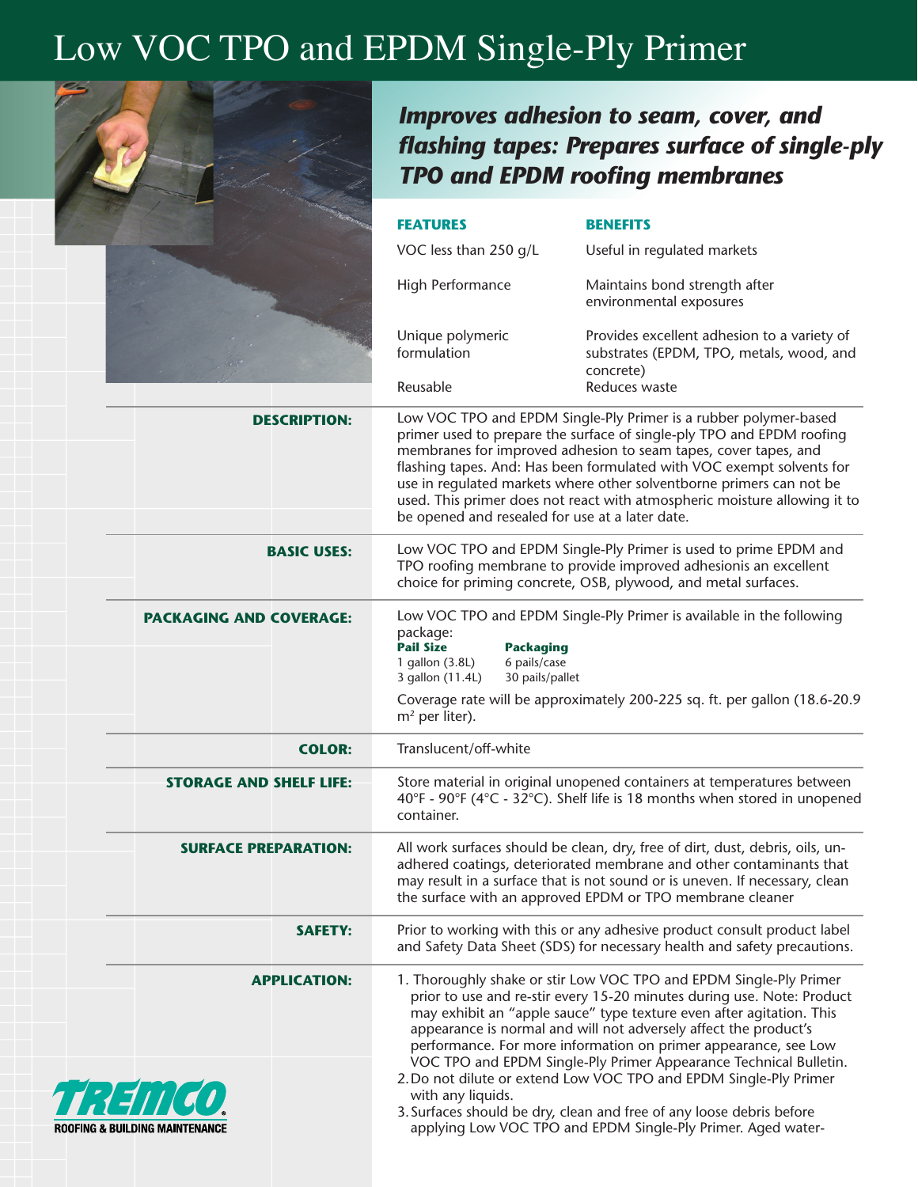# Low VOC TPO and EPDM Single-Ply Primer

***Improves adhesion to seam, cover, and flashing tapes: Prepares surface of single-ply TPO and EPDM roofing membranes***

| FEATURES | BENEFITS |
| --- | --- |
| VOC less than 250 g/L | Useful in regulated markets |
| High Performance | Maintains bond strength after environmental exposures |
| Unique polymeric formulation | Provides excellent adhesion to a variety of substrates (EPDM, TPO, metals, wood, and concrete) |
| Reusable | Reduces waste |

**DESCRIPTION:**

Low VOC TPO and EPDM Single-Ply Primer is a rubber polymer-based primer used to prepare the surface of single-ply TPO and EPDM roofing membranes for improved adhesion to seam tapes, cover tapes, and flashing tapes. And: Has been formulated with VOC exempt solvents for use in regulated markets where other solventborne primers can not be used. This primer does not react with atmospheric moisture allowing it to be opened and resealed for use at a later date.

**BASIC USES:**

Low VOC TPO and EPDM Single-Ply Primer is used to prime EPDM and TPO roofing membrane to provide improved adhesionis an excellent choice for priming concrete, OSB, plywood, and metal surfaces.

**PACKAGING AND COVERAGE:**

Low VOC TPO and EPDM Single-Ply Primer is available in the following package:

| Pail Size | Packaging |
| --- | --- |
| 1 gallon (3.8L) | 6 pails/case |
| 3 gallon (11.4L) | 30 pails/pallet |

Coverage rate will be approximately 200-225 sq. ft. per gallon (18.6-20.9 m² per liter).

**COLOR:**

Translucent/off-white

**STORAGE AND SHELF LIFE:**

Store material in original unopened containers at temperatures between 40°F - 90°F (4°C - 32°C). Shelf life is 18 months when stored in unopened container.

**SURFACE PREPARATION:**

All work surfaces should be clean, dry, free of dirt, dust, debris, oils, un-adhered coatings, deteriorated membrane and other contaminants that may result in a surface that is not sound or is uneven. If necessary, clean the surface with an approved EPDM or TPO membrane cleaner

**SAFETY:**

Prior to working with this or any adhesive product consult product label and Safety Data Sheet (SDS) for necessary health and safety precautions.

**APPLICATION:**

1. Thoroughly shake or stir Low VOC TPO and EPDM Single-Ply Primer prior to use and re-stir every 15-20 minutes during use. Note: Product may exhibit an "apple sauce" type texture even after agitation. This appearance is normal and will not adversely affect the product's performance. For more information on primer appearance, see Low VOC TPO and EPDM Single-Ply Primer Appearance Technical Bulletin.
2. Do not dilute or extend Low VOC TPO and EPDM Single-Ply Primer with any liquids.
3. Surfaces should be dry, clean and free of any loose debris before applying Low VOC TPO and EPDM Single-Ply Primer. Aged water-

TREMCO® ROOFING & BUILDING MAINTENANCE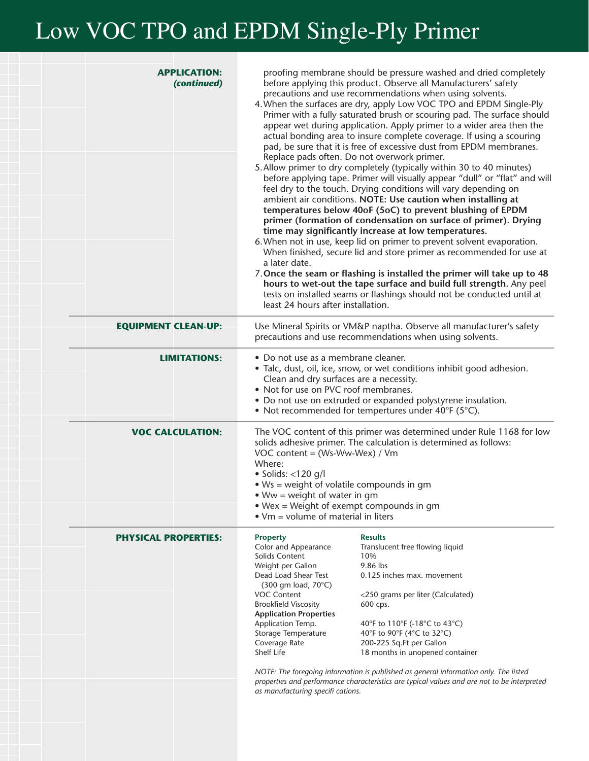# Low VOC TPO and EPDM Single-Ply Primer

**APPLICATION:** ***(continued)***

proofing membrane should be pressure washed and dried completely before applying this product. Observe all Manufacturers' safety precautions and use recommendations when using solvents.

4. When the surfaces are dry, apply Low VOC TPO and EPDM Single-Ply Primer with a fully saturated brush or scouring pad. The surface should appear wet during application. Apply primer to a wider area then the actual bonding area to insure complete coverage. If using a scouring pad, be sure that it is free of excessive dust from EPDM membranes. Replace pads often. Do not overwork primer.
5. Allow primer to dry completely (typically within 30 to 40 minutes) before applying tape. Primer will visually appear "dull" or "flat" and will feel dry to the touch. Drying conditions will vary depending on ambient air conditions. **NOTE: Use caution when installing at temperatures below 40oF (5oC) to prevent blushing of EPDM primer (formation of condensation on surface of primer). Drying time may significantly increase at low temperatures.**
6. When not in use, keep lid on primer to prevent solvent evaporation. When finished, secure lid and store primer as recommended for use at a later date.
7. **Once the seam or flashing is installed the primer will take up to 48 hours to wet-out the tape surface and build full strength.** Any peel tests on installed seams or flashings should not be conducted until at least 24 hours after installation.

**EQUIPMENT CLEAN-UP:**

Use Mineral Spirits or VM&P naptha. Observe all manufacturer's safety precautions and use recommendations when using solvents.

**LIMITATIONS:**

- Do not use as a membrane cleaner.
- Talc, dust, oil, ice, snow, or wet conditions inhibit good adhesion. Clean and dry surfaces are a necessity.
- Not for use on PVC roof membranes.
- Do not use on extruded or expanded polystyrene insulation.
- Not recommended for tempertures under 40°F (5°C).

**VOC CALCULATION:**

The VOC content of this primer was determined under Rule 1168 for low solids adhesive primer. The calculation is determined as follows:

VOC content = (Ws-Ww-Wex) / Vm

Where:

- Solids: <120 g/l
- Ws = weight of volatile compounds in gm
- Ww = weight of water in gm
- Wex = Weight of exempt compounds in gm
- Vm = volume of material in liters

**PHYSICAL PROPERTIES:**

| Property | Results |
|---|---|
| Color and Appearance | Translucent free flowing liquid |
| Solids Content | 10% |
| Weight per Gallon | 9.86 lbs |
| Dead Load Shear Test (300 gm load, 70°C) | 0.125 inches max. movement |
| VOC Content | <250 grams per liter (Calculated) |
| Brookfield Viscosity | 600 cps. |
| **Application Properties** | |
| Application Temp. | 40°F to 110°F (-18°C to 43°C) |
| Storage Temperature | 40°F to 90°F (4°C to 32°C) |
| Coverage Rate | 200-225 Sq.Ft per Gallon |
| Shelf Life | 18 months in unopened container |

*NOTE: The foregoing information is published as general information only. The listed properties and performance characteristics are typical values and are not to be interpreted as manufacturing specifi cations.*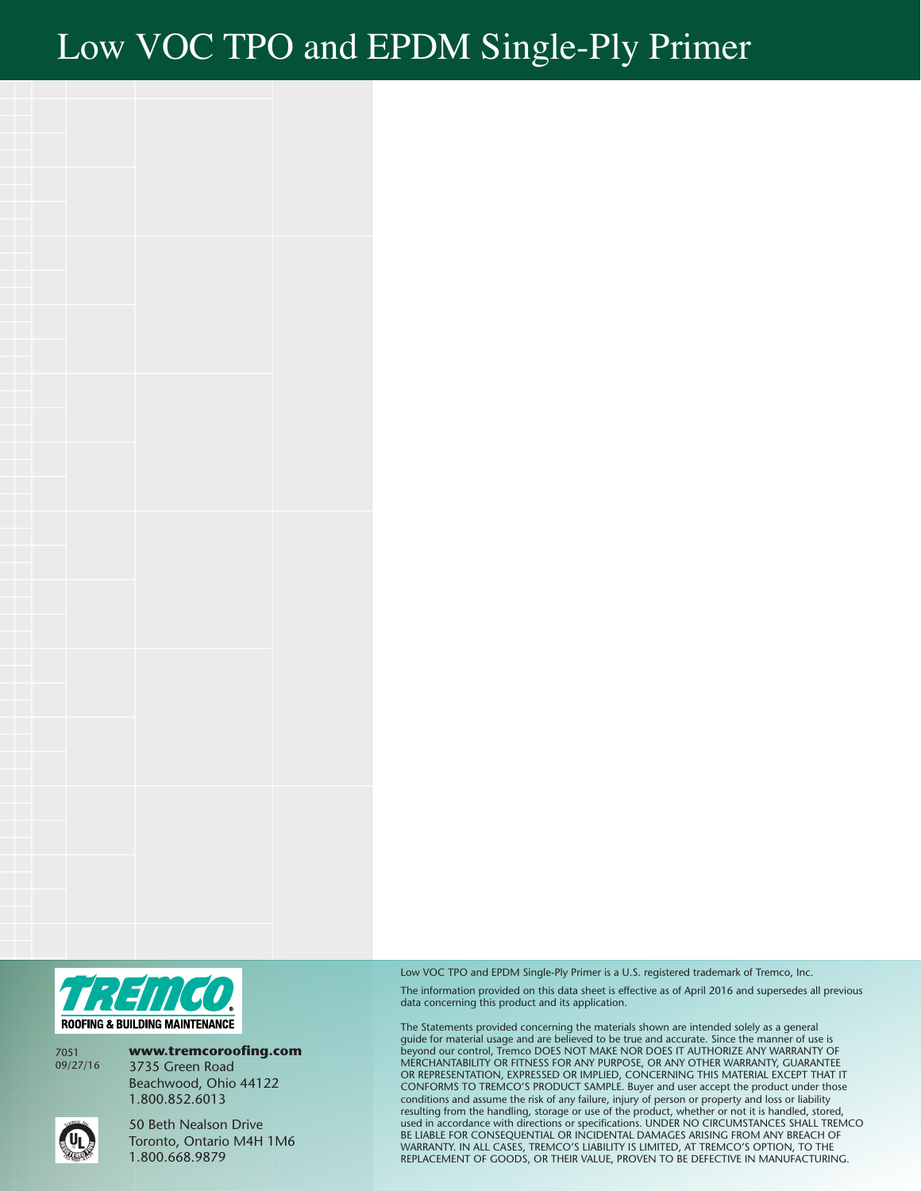# Low VOC TPO and EPDM Single-Ply Primer

ROOFING & BUILDING MAINTENANCE

7051
09/27/16

**www.tremcoroofing.com**
3735 Green Road
Beachwood, Ohio 44122
1.800.852.6013

50 Beth Nealson Drive
Toronto, Ontario M4H 1M6
1.800.668.9879

Low VOC TPO and EPDM Single-Ply Primer is a U.S. registered trademark of Tremco, Inc.

The information provided on this data sheet is effective as of April 2016 and supersedes all previous data concerning this product and its application.

The Statements provided concerning the materials shown are intended solely as a general guide for material usage and are believed to be true and accurate. Since the manner of use is beyond our control, Tremco DOES NOT MAKE NOR DOES IT AUTHORIZE ANY WARRANTY OF MERCHANTABILITY OR FITNESS FOR ANY PURPOSE, OR ANY OTHER WARRANTY, GUARANTEE OR REPRESENTATION, EXPRESSED OR IMPLIED, CONCERNING THIS MATERIAL EXCEPT THAT IT CONFORMS TO TREMCO'S PRODUCT SAMPLE. Buyer and user accept the product under those conditions and assume the risk of any failure, injury of person or property and loss or liability resulting from the handling, storage or use of the product, whether or not it is handled, stored, used in accordance with directions or specifications. UNDER NO CIRCUMSTANCES SHALL TREMCO BE LIABLE FOR CONSEQUENTIAL OR INCIDENTAL DAMAGES ARISING FROM ANY BREACH OF WARRANTY. IN ALL CASES, TREMCO'S LIABILITY IS LIMITED, AT TREMCO'S OPTION, TO THE REPLACEMENT OF GOODS, OR THEIR VALUE, PROVEN TO BE DEFECTIVE IN MANUFACTURING.